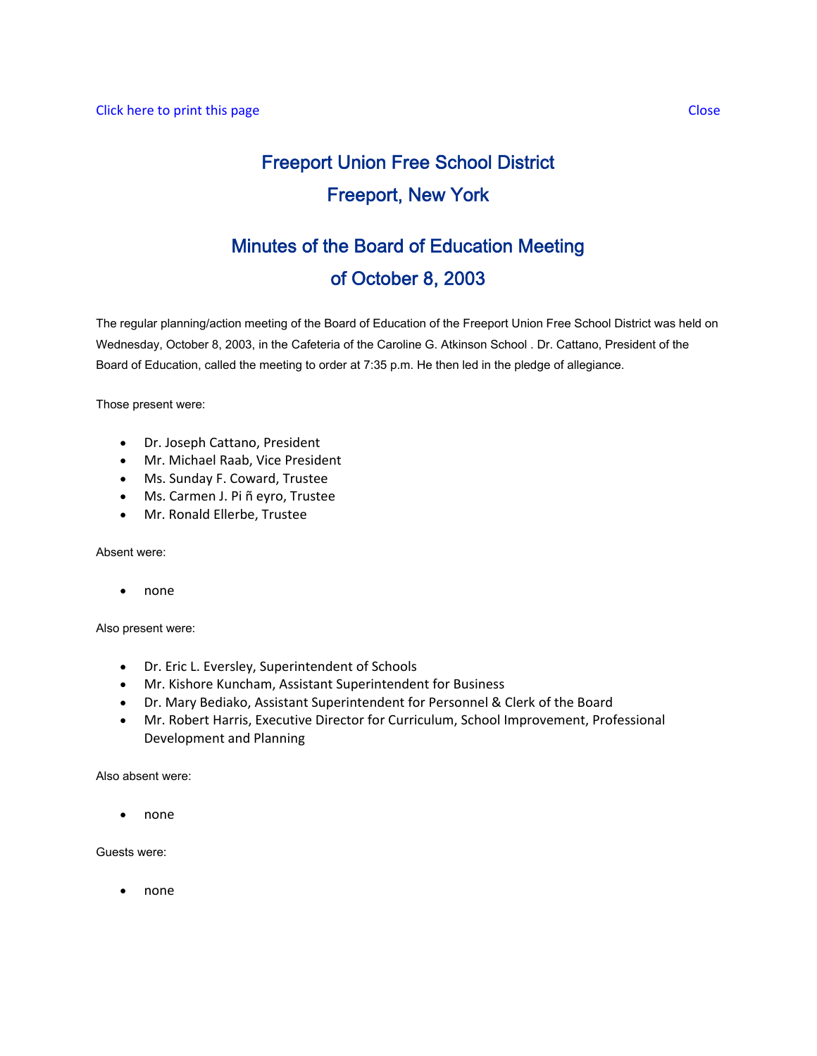Click here to print this page Close

# Freeport Union Free School District

# Freeport, New York

## Minutes of the Board of Education Meeting

## of October 8, 2003

The regular planning/action meeting of the Board of Education of the Freeport Union Free School District was held on Wednesday, October 8, 2003, in the Cafeteria of the Caroline G. Atkinson School . Dr. Cattano, President of the Board of Education, called the meeting to order at 7:35 p.m. He then led in the pledge of allegiance.

Those present were:

- Dr. Joseph Cattano, President
- Mr. Michael Raab, Vice President
- Ms. Sunday F. Coward, Trustee
- Ms. Carmen J. Pi ñ eyro, Trustee
- Mr. Ronald Ellerbe, Trustee

Absent were:

- none

Also present were:

- Dr. Eric L. Eversley, Superintendent of Schools
- Mr. Kishore Kuncham, Assistant Superintendent for Business
- Dr. Mary Bediako, Assistant Superintendent for Personnel & Clerk of the Board
- Mr. Robert Harris, Executive Director for Curriculum, School Improvement, Professional Development and Planning

Also absent were:

- none

Guests were:

- none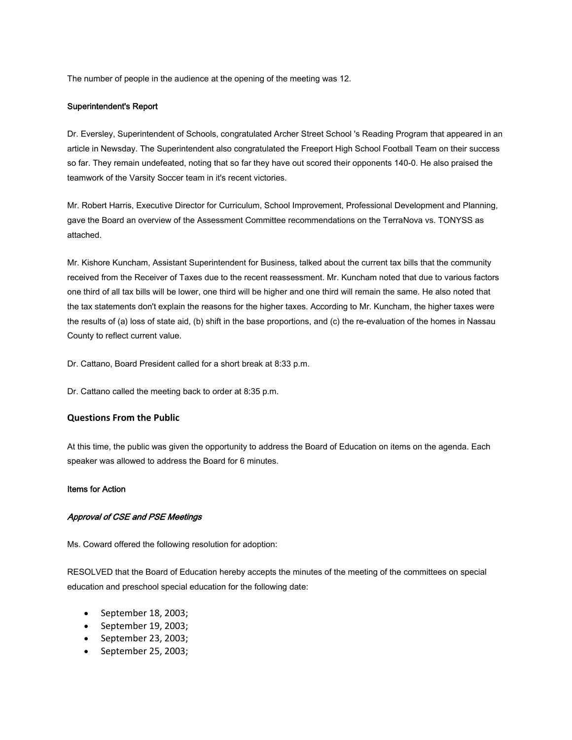The number of people in the audience at the opening of the meeting was 12.

**Superintendent's Report**

Dr. Eversley, Superintendent of Schools, congratulated Archer Street School 's Reading Program that appeared in an article in Newsday. The Superintendent also congratulated the Freeport High School Football Team on their success so far. They remain undefeated, noting that so far they have out scored their opponents 140-0. He also praised the teamwork of the Varsity Soccer team in it's recent victories.

Mr. Robert Harris, Executive Director for Curriculum, School Improvement, Professional Development and Planning, gave the Board an overview of the Assessment Committee recommendations on the TerraNova vs. TONYSS as attached.

Mr. Kishore Kuncham, Assistant Superintendent for Business, talked about the current tax bills that the community received from the Receiver of Taxes due to the recent reassessment. Mr. Kuncham noted that due to various factors one third of all tax bills will be lower, one third will be higher and one third will remain the same. He also noted that the tax statements don't explain the reasons for the higher taxes. According to Mr. Kuncham, the higher taxes were the results of (a) loss of state aid, (b) shift in the base proportions, and (c) the re-evaluation of the homes in Nassau County to reflect current value.

Dr. Cattano, Board President called for a short break at 8:33 p.m.

Dr. Cattano called the meeting back to order at 8:35 p.m.

## Questions From the Public

At this time, the public was given the opportunity to address the Board of Education on items on the agenda. Each speaker was allowed to address the Board for 6 minutes.

**Items for Action**

***Approval of CSE and PSE Meetings***

Ms. Coward offered the following resolution for adoption:

RESOLVED that the Board of Education hereby accepts the minutes of the meeting of the committees on special education and preschool special education for the following date:

- September 18, 2003;
- September 19, 2003;
- September 23, 2003;
- September 25, 2003;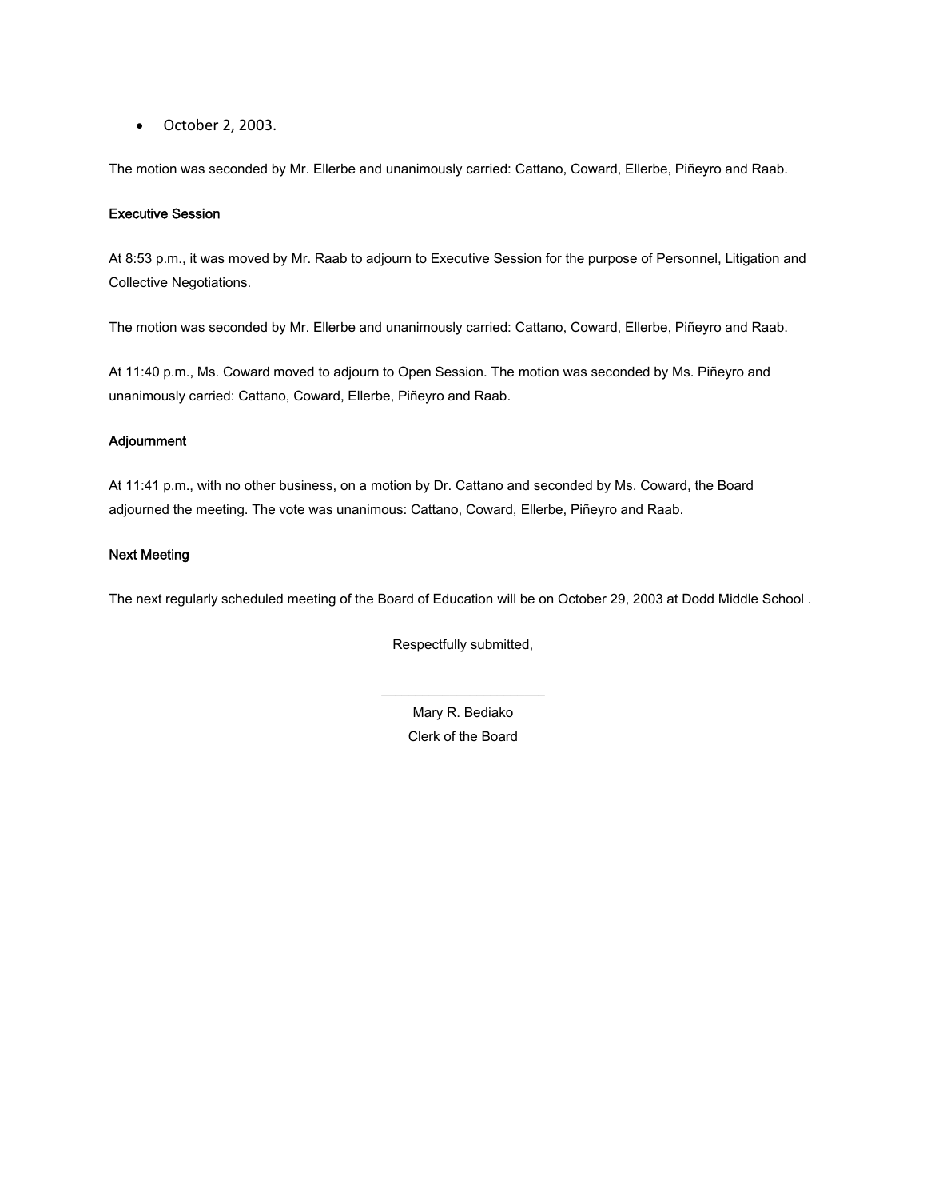- October 2, 2003.

The motion was seconded by Mr. Ellerbe and unanimously carried: Cattano, Coward, Ellerbe, Piñeyro and Raab.

**Executive Session**

At 8:53 p.m., it was moved by Mr. Raab to adjourn to Executive Session for the purpose of Personnel, Litigation and Collective Negotiations.

The motion was seconded by Mr. Ellerbe and unanimously carried: Cattano, Coward, Ellerbe, Piñeyro and Raab.

At 11:40 p.m., Ms. Coward moved to adjourn to Open Session. The motion was seconded by Ms. Piñeyro and unanimously carried: Cattano, Coward, Ellerbe, Piñeyro and Raab.

**Adjournment**

At 11:41 p.m., with no other business, on a motion by Dr. Cattano and seconded by Ms. Coward, the Board adjourned the meeting. The vote was unanimous: Cattano, Coward, Ellerbe, Piñeyro and Raab.

**Next Meeting**

The next regularly scheduled meeting of the Board of Education will be on October 29, 2003 at Dodd Middle School .

Respectfully submitted,

\_\_\_\_\_\_\_\_\_\_\_\_\_\_\_\_\_\_\_\_\_\_

Mary R. Bediako

Clerk of the Board